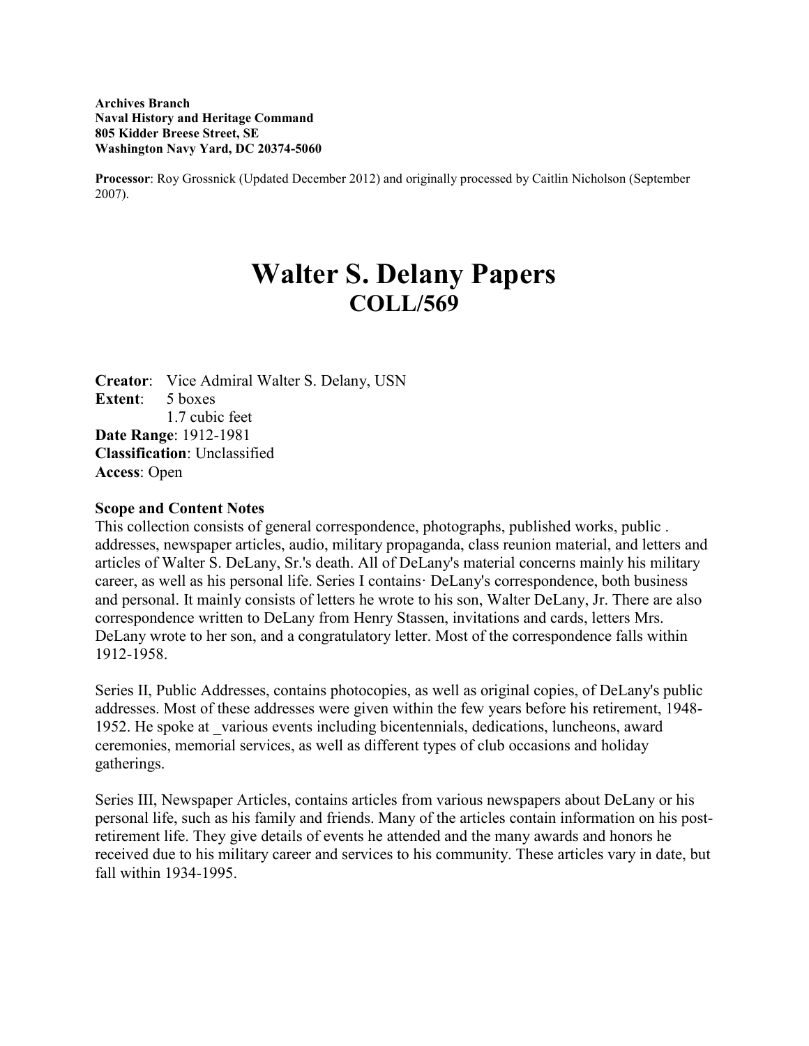**Archives Branch**
**Naval History and Heritage Command**
**805 Kidder Breese Street, SE**
**Washington Navy Yard, DC 20374-5060**

**Processor**: Roy Grossnick (Updated December 2012) and originally processed by Caitlin Nicholson (September 2007).

# Walter S. Delany Papers
## COLL/569

**Creator**: Vice Admiral Walter S. Delany, USN
**Extent**: 5 boxes
1.7 cubic feet
**Date Range**: 1912-1981
**Classification**: Unclassified
**Access**: Open

**Scope and Content Notes**
This collection consists of general correspondence, photographs, published works, public . addresses, newspaper articles, audio, military propaganda, class reunion material, and letters and articles of Walter S. DeLany, Sr.'s death. All of DeLany's material concerns mainly his military career, as well as his personal life. Series I contains· DeLany's correspondence, both business and personal. It mainly consists of letters he wrote to his son, Walter DeLany, Jr. There are also correspondence written to DeLany from Henry Stassen, invitations and cards, letters Mrs. DeLany wrote to her son, and a congratulatory letter. Most of the correspondence falls within 1912-1958.

Series II, Public Addresses, contains photocopies, as well as original copies, of DeLany's public addresses. Most of these addresses were given within the few years before his retirement, 1948-1952. He spoke at _various events including bicentennials, dedications, luncheons, award ceremonies, memorial services, as well as different types of club occasions and holiday gatherings.

Series III, Newspaper Articles, contains articles from various newspapers about DeLany or his personal life, such as his family and friends. Many of the articles contain information on his post-retirement life. They give details of events he attended and the many awards and honors he received due to his military career and services to his community. These articles vary in date, but fall within 1934-1995.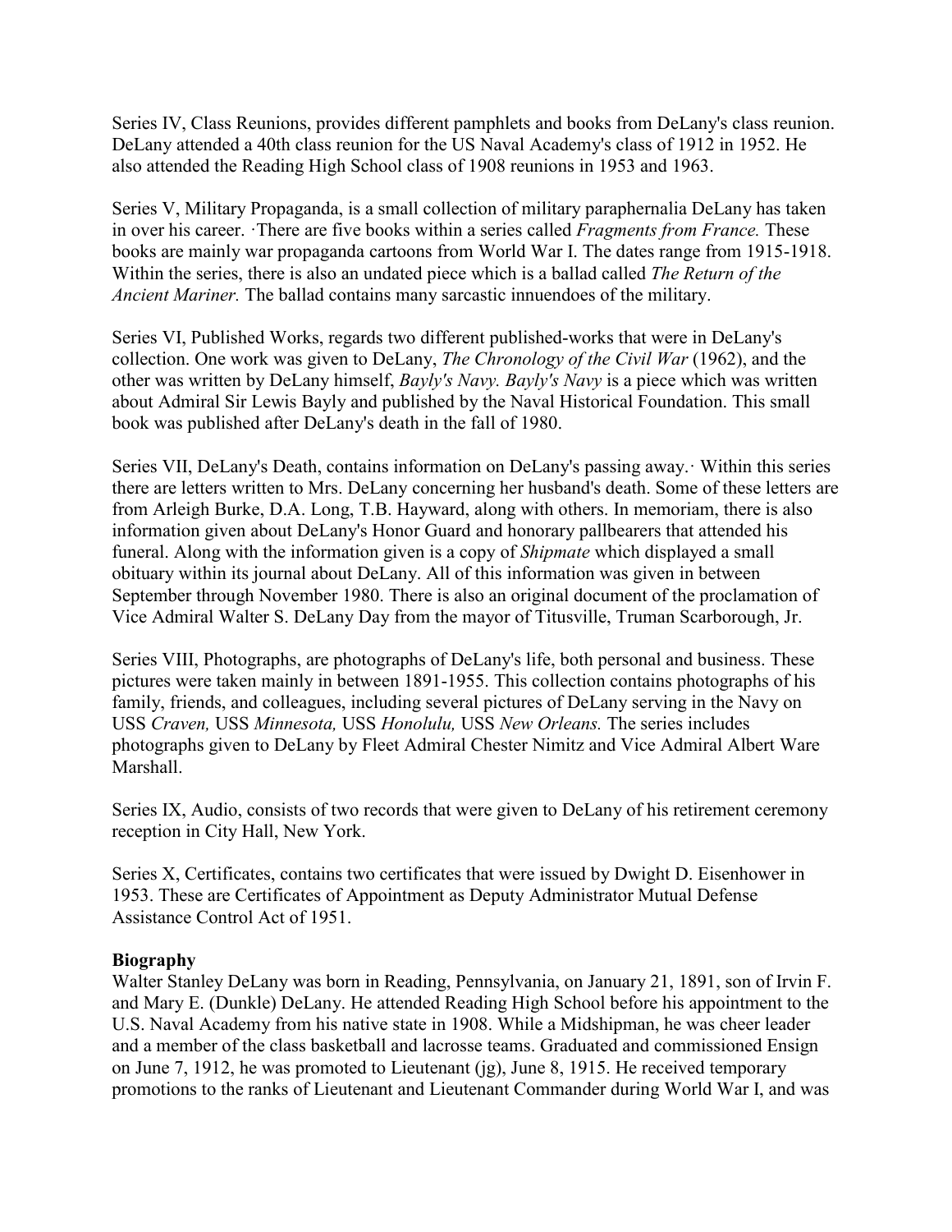Series IV, Class Reunions, provides different pamphlets and books from DeLany's class reunion. DeLany attended a 40th class reunion for the US Naval Academy's class of 1912 in 1952. He also attended the Reading High School class of 1908 reunions in 1953 and 1963.

Series V, Military Propaganda, is a small collection of military paraphernalia DeLany has taken in over his career. ·There are five books within a series called *Fragments from France.* These books are mainly war propaganda cartoons from World War I. The dates range from 1915-1918. Within the series, there is also an undated piece which is a ballad called *The Return of the Ancient Mariner.* The ballad contains many sarcastic innuendoes of the military.

Series VI, Published Works, regards two different published-works that were in DeLany's collection. One work was given to DeLany, *The Chronology of the Civil War* (1962), and the other was written by DeLany himself, *Bayly's Navy. Bayly's Navy* is a piece which was written about Admiral Sir Lewis Bayly and published by the Naval Historical Foundation. This small book was published after DeLany's death in the fall of 1980.

Series VII, DeLany's Death, contains information on DeLany's passing away.· Within this series there are letters written to Mrs. DeLany concerning her husband's death. Some of these letters are from Arleigh Burke, D.A. Long, T.B. Hayward, along with others. In memoriam, there is also information given about DeLany's Honor Guard and honorary pallbearers that attended his funeral. Along with the information given is a copy of *Shipmate* which displayed a small obituary within its journal about DeLany. All of this information was given in between September through November 1980. There is also an original document of the proclamation of Vice Admiral Walter S. DeLany Day from the mayor of Titusville, Truman Scarborough, Jr.

Series VIII, Photographs, are photographs of DeLany's life, both personal and business. These pictures were taken mainly in between 1891-1955. This collection contains photographs of his family, friends, and colleagues, including several pictures of DeLany serving in the Navy on USS *Craven,* USS *Minnesota,* USS *Honolulu,* USS *New Orleans.* The series includes photographs given to DeLany by Fleet Admiral Chester Nimitz and Vice Admiral Albert Ware Marshall.

Series IX, Audio, consists of two records that were given to DeLany of his retirement ceremony reception in City Hall, New York.

Series X, Certificates, contains two certificates that were issued by Dwight D. Eisenhower in 1953. These are Certificates of Appointment as Deputy Administrator Mutual Defense Assistance Control Act of 1951.

**Biography**

Walter Stanley DeLany was born in Reading, Pennsylvania, on January 21, 1891, son of Irvin F. and Mary E. (Dunkle) DeLany. He attended Reading High School before his appointment to the U.S. Naval Academy from his native state in 1908. While a Midshipman, he was cheer leader and a member of the class basketball and lacrosse teams. Graduated and commissioned Ensign on June 7, 1912, he was promoted to Lieutenant (jg), June 8, 1915. He received temporary promotions to the ranks of Lieutenant and Lieutenant Commander during World War I, and was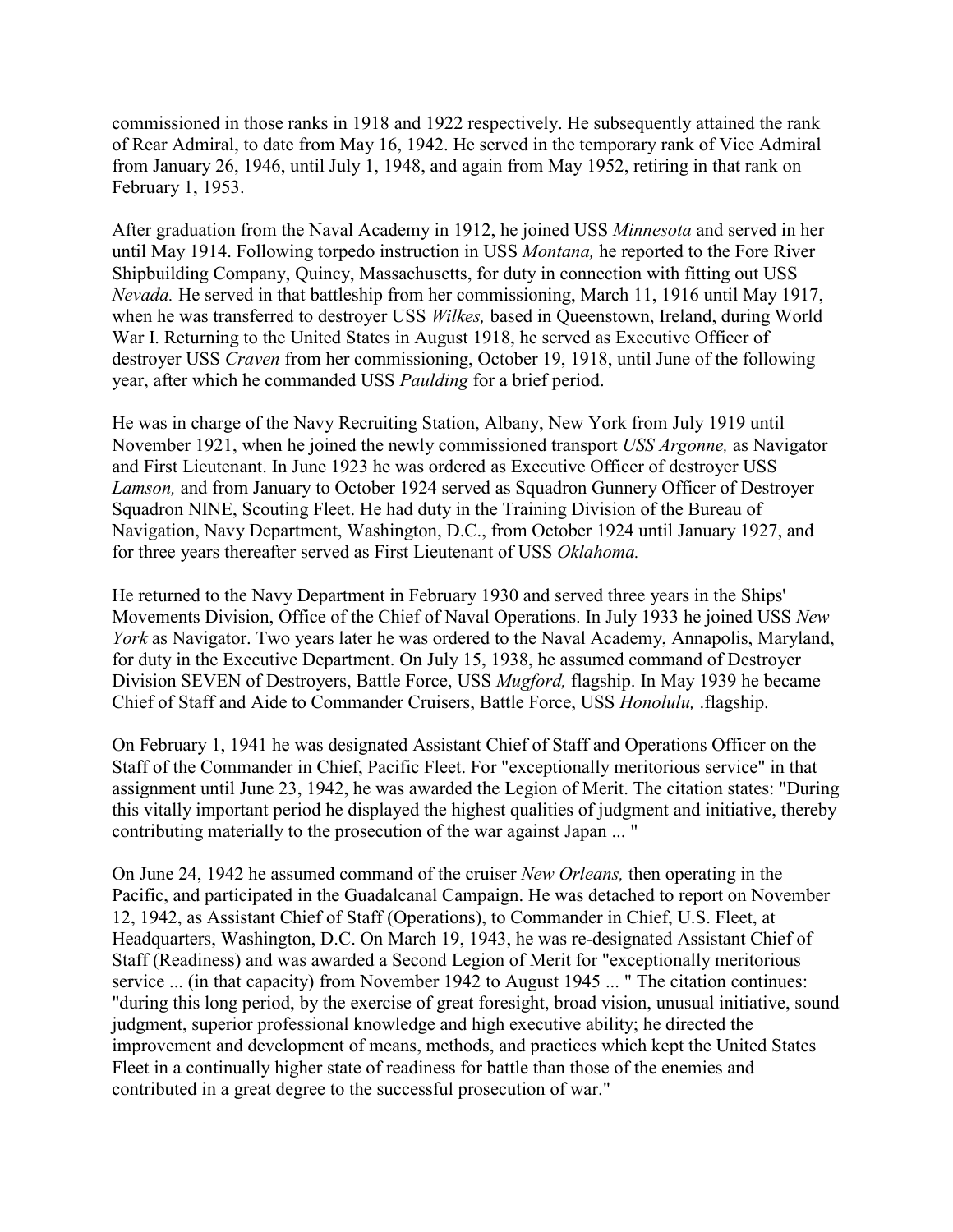commissioned in those ranks in 1918 and 1922 respectively. He subsequently attained the rank of Rear Admiral, to date from May 16, 1942. He served in the temporary rank of Vice Admiral from January 26, 1946, until July 1, 1948, and again from May 1952, retiring in that rank on February 1, 1953.

After graduation from the Naval Academy in 1912, he joined USS *Minnesota* and served in her until May 1914. Following torpedo instruction in USS *Montana,* he reported to the Fore River Shipbuilding Company, Quincy, Massachusetts, for duty in connection with fitting out USS *Nevada.* He served in that battleship from her commissioning, March 11, 1916 until May 1917, when he was transferred to destroyer USS *Wilkes,* based in Queenstown, Ireland, during World War I. Returning to the United States in August 1918, he served as Executive Officer of destroyer USS *Craven* from her commissioning, October 19, 1918, until June of the following year, after which he commanded USS *Paulding* for a brief period.

He was in charge of the Navy Recruiting Station, Albany, New York from July 1919 until November 1921, when he joined the newly commissioned transport *USS Argonne,* as Navigator and First Lieutenant. In June 1923 he was ordered as Executive Officer of destroyer USS *Lamson,* and from January to October 1924 served as Squadron Gunnery Officer of Destroyer Squadron NINE, Scouting Fleet. He had duty in the Training Division of the Bureau of Navigation, Navy Department, Washington, D.C., from October 1924 until January 1927, and for three years thereafter served as First Lieutenant of USS *Oklahoma.*

He returned to the Navy Department in February 1930 and served three years in the Ships' Movements Division, Office of the Chief of Naval Operations. In July 1933 he joined USS *New York* as Navigator. Two years later he was ordered to the Naval Academy, Annapolis, Maryland, for duty in the Executive Department. On July 15, 1938, he assumed command of Destroyer Division SEVEN of Destroyers, Battle Force, USS *Mugford,* flagship. In May 1939 he became Chief of Staff and Aide to Commander Cruisers, Battle Force, USS *Honolulu, .*flagship.

On February 1, 1941 he was designated Assistant Chief of Staff and Operations Officer on the Staff of the Commander in Chief, Pacific Fleet. For "exceptionally meritorious service" in that assignment until June 23, 1942, he was awarded the Legion of Merit. The citation states: "During this vitally important period he displayed the highest qualities of judgment and initiative, thereby contributing materially to the prosecution of the war against Japan ... "

On June 24, 1942 he assumed command of the cruiser *New Orleans,* then operating in the Pacific, and participated in the Guadalcanal Campaign. He was detached to report on November 12, 1942, as Assistant Chief of Staff (Operations), to Commander in Chief, U.S. Fleet, at Headquarters, Washington, D.C. On March 19, 1943, he was re-designated Assistant Chief of Staff (Readiness) and was awarded a Second Legion of Merit for "exceptionally meritorious service ... (in that capacity) from November 1942 to August 1945 ... " The citation continues: "during this long period, by the exercise of great foresight, broad vision, unusual initiative, sound judgment, superior professional knowledge and high executive ability; he directed the improvement and development of means, methods, and practices which kept the United States Fleet in a continually higher state of readiness for battle than those of the enemies and contributed in a great degree to the successful prosecution of war."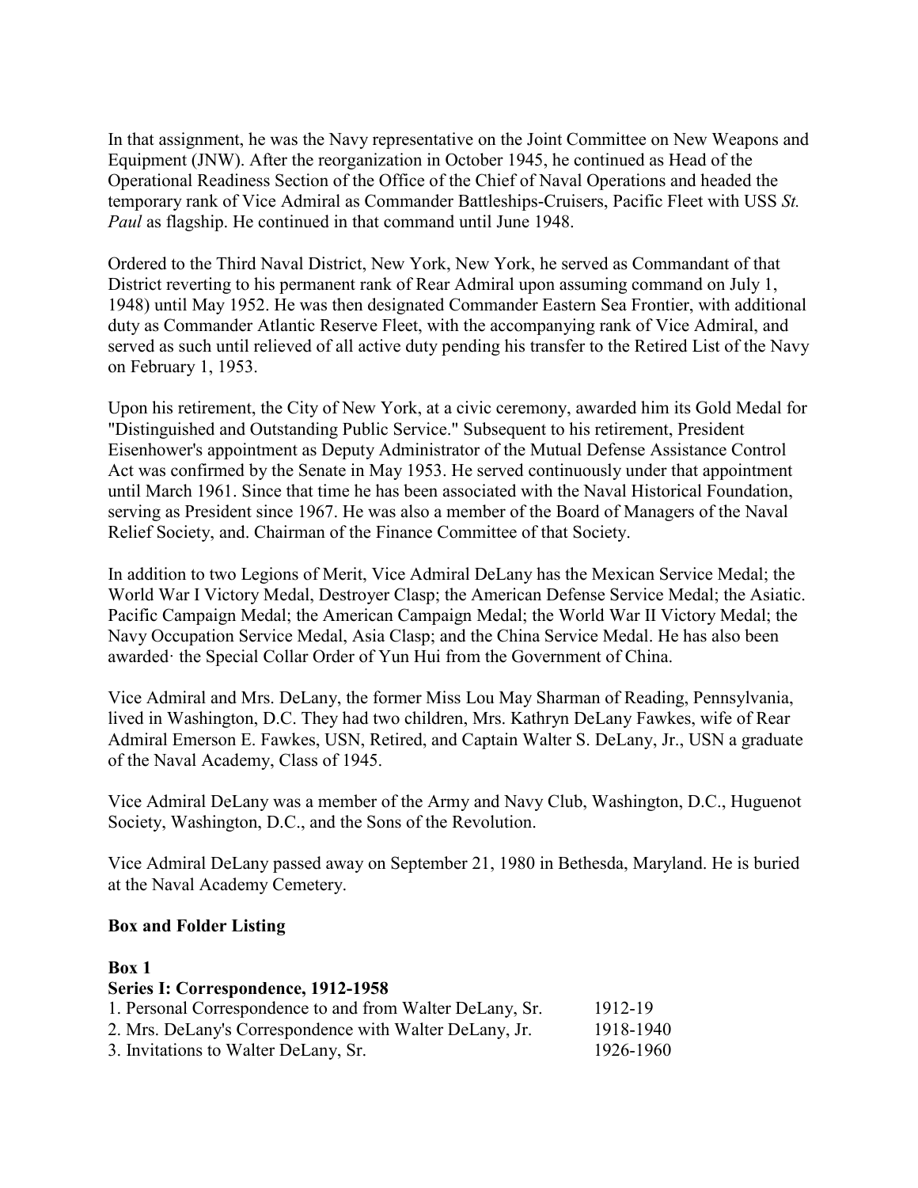In that assignment, he was the Navy representative on the Joint Committee on New Weapons and Equipment (JNW). After the reorganization in October 1945, he continued as Head of the Operational Readiness Section of the Office of the Chief of Naval Operations and headed the temporary rank of Vice Admiral as Commander Battleships-Cruisers, Pacific Fleet with USS *St. Paul* as flagship. He continued in that command until June 1948.

Ordered to the Third Naval District, New York, New York, he served as Commandant of that District reverting to his permanent rank of Rear Admiral upon assuming command on July 1, 1948) until May 1952. He was then designated Commander Eastern Sea Frontier, with additional duty as Commander Atlantic Reserve Fleet, with the accompanying rank of Vice Admiral, and served as such until relieved of all active duty pending his transfer to the Retired List of the Navy on February 1, 1953.

Upon his retirement, the City of New York, at a civic ceremony, awarded him its Gold Medal for "Distinguished and Outstanding Public Service." Subsequent to his retirement, President Eisenhower's appointment as Deputy Administrator of the Mutual Defense Assistance Control Act was confirmed by the Senate in May 1953. He served continuously under that appointment until March 1961. Since that time he has been associated with the Naval Historical Foundation, serving as President since 1967. He was also a member of the Board of Managers of the Naval Relief Society, and. Chairman of the Finance Committee of that Society.

In addition to two Legions of Merit, Vice Admiral DeLany has the Mexican Service Medal; the World War I Victory Medal, Destroyer Clasp; the American Defense Service Medal; the Asiatic. Pacific Campaign Medal; the American Campaign Medal; the World War II Victory Medal; the Navy Occupation Service Medal, Asia Clasp; and the China Service Medal. He has also been awarded· the Special Collar Order of Yun Hui from the Government of China.

Vice Admiral and Mrs. DeLany, the former Miss Lou May Sharman of Reading, Pennsylvania, lived in Washington, D.C. They had two children, Mrs. Kathryn DeLany Fawkes, wife of Rear Admiral Emerson E. Fawkes, USN, Retired, and Captain Walter S. DeLany, Jr., USN a graduate of the Naval Academy, Class of 1945.

Vice Admiral DeLany was a member of the Army and Navy Club, Washington, D.C., Huguenot Society, Washington, D.C., and the Sons of the Revolution.

Vice Admiral DeLany passed away on September 21, 1980 in Bethesda, Maryland. He is buried at the Naval Academy Cemetery.

**Box and Folder Listing**

**Box 1**
**Series I: Correspondence, 1912-1958**

| | |
|---|---|
| 1. Personal Correspondence to and from Walter DeLany, Sr. | 1912-19 |
| 2. Mrs. DeLany's Correspondence with Walter DeLany, Jr. | 1918-1940 |
| 3. Invitations to Walter DeLany, Sr. | 1926-1960 |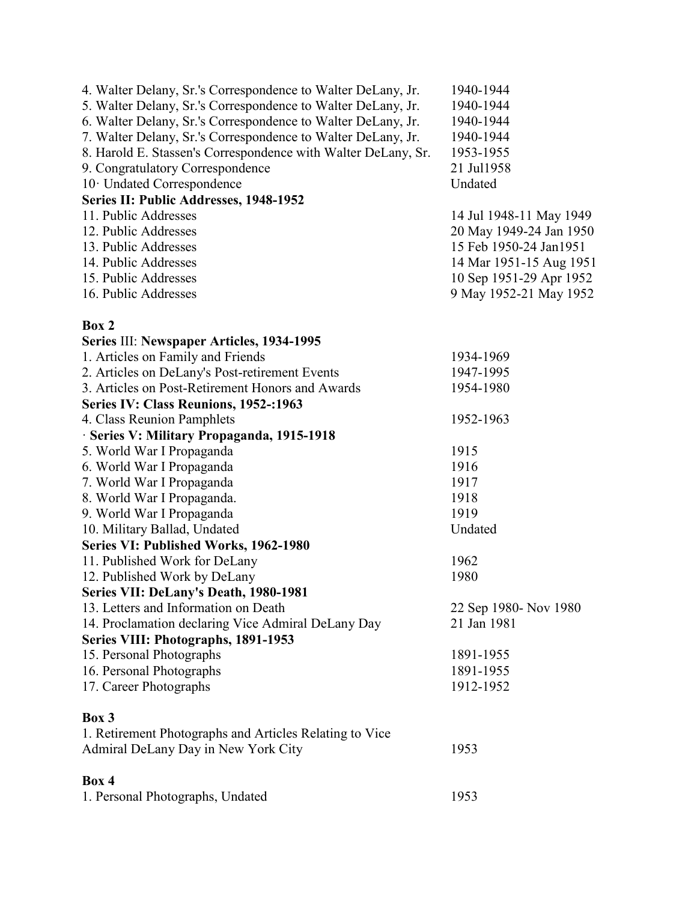| | |
|---|---|
| 4. Walter Delany, Sr.'s Correspondence to Walter DeLany, Jr. | 1940-1944 |
| 5. Walter Delany, Sr.'s Correspondence to Walter DeLany, Jr. | 1940-1944 |
| 6. Walter Delany, Sr.'s Correspondence to Walter DeLany, Jr. | 1940-1944 |
| 7. Walter Delany, Sr.'s Correspondence to Walter DeLany, Jr. | 1940-1944 |
| 8. Harold E. Stassen's Correspondence with Walter DeLany, Sr. | 1953-1955 |
| 9. Congratulatory Correspondence | 21 Jul1958 |
| 10· Undated Correspondence | Undated |
| **Series II: Public Addresses, 1948-1952** | |
| 11. Public Addresses | 14 Jul 1948-11 May 1949 |
| 12. Public Addresses | 20 May 1949-24 Jan 1950 |
| 13. Public Addresses | 15 Feb 1950-24 Jan1951 |
| 14. Public Addresses | 14 Mar 1951-15 Aug 1951 |
| 15. Public Addresses | 10 Sep 1951-29 Apr 1952 |
| 16. Public Addresses | 9 May 1952-21 May 1952 |

**Box 2**

| | |
|---|---|
| **Series** III: **Newspaper Articles, 1934-1995** | |
| 1. Articles on Family and Friends | 1934-1969 |
| 2. Articles on DeLany's Post-retirement Events | 1947-1995 |
| 3. Articles on Post-Retirement Honors and Awards | 1954-1980 |
| **Series IV: Class Reunions, 1952-:1963** | |
| 4. Class Reunion Pamphlets | 1952-1963 |
| · **Series V: Military Propaganda, 1915-1918** | |
| 5. World War I Propaganda | 1915 |
| 6. World War I Propaganda | 1916 |
| 7. World War I Propaganda | 1917 |
| 8. World War I Propaganda. | 1918 |
| 9. World War I Propaganda | 1919 |
| 10. Military Ballad, Undated | Undated |
| **Series VI: Published Works, 1962-1980** | |
| 11. Published Work for DeLany | 1962 |
| 12. Published Work by DeLany | 1980 |
| **Series VII: DeLany's Death, 1980-1981** | |
| 13. Letters and Information on Death | 22 Sep 1980- Nov 1980 |
| 14. Proclamation declaring Vice Admiral DeLany Day | 21 Jan 1981 |
| **Series VIII: Photographs, 1891-1953** | |
| 15. Personal Photographs | 1891-1955 |
| 16. Personal Photographs | 1891-1955 |
| 17. Career Photographs | 1912-1952 |

**Box 3**

| | |
|---|---|
| 1. Retirement Photographs and Articles Relating to Vice Admiral DeLany Day in New York City | 1953 |

**Box 4**

| | |
|---|---|
| 1. Personal Photographs, Undated | 1953 |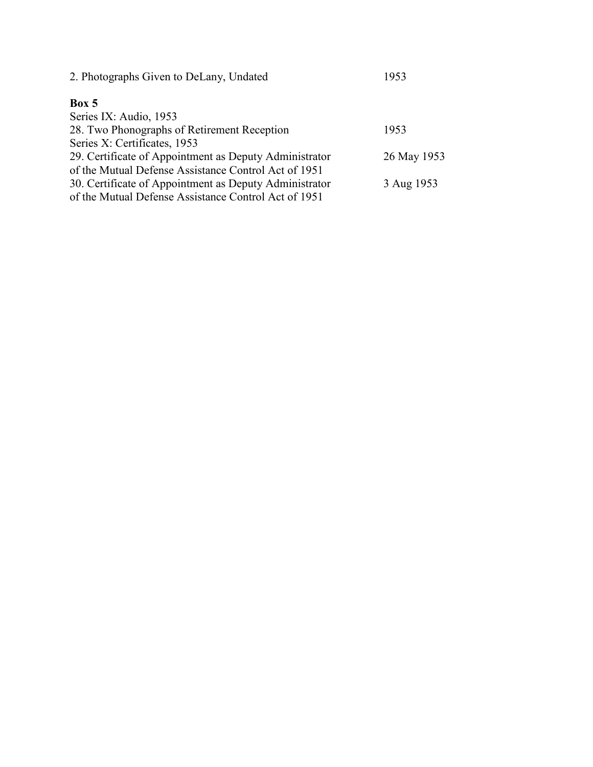| | |
|---|---|
| 2. Photographs Given to DeLany, Undated | 1953 |

**Box 5**

| | |
|---|---|
| Series IX: Audio, 1953 | |
| 28. Two Phonographs of Retirement Reception | 1953 |
| Series X: Certificates, 1953 | |
| 29. Certificate of Appointment as Deputy Administrator of the Mutual Defense Assistance Control Act of 1951 | 26 May 1953 |
| 30. Certificate of Appointment as Deputy Administrator of the Mutual Defense Assistance Control Act of 1951 | 3 Aug 1953 |